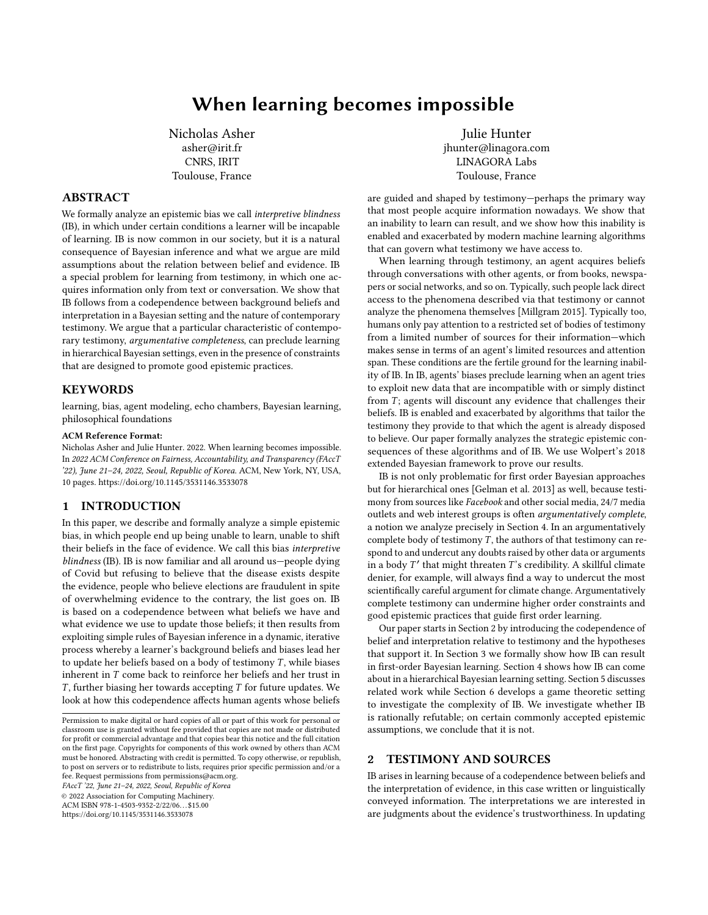# When learning becomes impossible

Nicholas Asher
asher@irit.fr
CNRS, IRIT
Toulouse, France

Julie Hunter
jhunter@linagora.com
LINAGORA Labs
Toulouse, France

## ABSTRACT

We formally analyze an epistemic bias we call *interpretive blindness* (IB), in which under certain conditions a learner will be incapable of learning. IB is now common in our society, but it is a natural consequence of Bayesian inference and what we argue are mild assumptions about the relation between belief and evidence. IB a special problem for learning from testimony, in which one acquires information only from text or conversation. We show that IB follows from a codependence between background beliefs and interpretation in a Bayesian setting and the nature of contemporary testimony. We argue that a particular characteristic of contemporary testimony, *argumentative completeness*, can preclude learning in hierarchical Bayesian settings, even in the presence of constraints that are designed to promote good epistemic practices.

## KEYWORDS

learning, bias, agent modeling, echo chambers, Bayesian learning, philosophical foundations

**ACM Reference Format:**
Nicholas Asher and Julie Hunter. 2022. When learning becomes impossible. In *2022 ACM Conference on Fairness, Accountability, and Transparency (FAccT '22), June 21–24, 2022, Seoul, Republic of Korea.* ACM, New York, NY, USA, 10 pages. https://doi.org/10.1145/3531146.3533078

## 1 INTRODUCTION

In this paper, we describe and formally analyze a simple epistemic bias, in which people end up being unable to learn, unable to shift their beliefs in the face of evidence. We call this bias *interpretive blindness* (IB). IB is now familiar and all around us—people dying of Covid but refusing to believe that the disease exists despite the evidence, people who believe elections are fraudulent in spite of overwhelming evidence to the contrary, the list goes on. IB is based on a codependence between what beliefs we have and what evidence we use to update those beliefs; it then results from exploiting simple rules of Bayesian inference in a dynamic, iterative process whereby a learner's background beliefs and biases lead her to update her beliefs based on a body of testimony $T$, while biases inherent in $T$ come back to reinforce her beliefs and her trust in $T$, further biasing her towards accepting $T$ for future updates. We look at how this codependence affects human agents whose beliefs are guided and shaped by testimony—perhaps the primary way that most people acquire information nowadays. We show that an inability to learn can result, and we show how this inability is enabled and exacerbated by modern machine learning algorithms that can govern what testimony we have access to.

When learning through testimony, an agent acquires beliefs through conversations with other agents, or from books, newspapers or social networks, and so on. Typically, such people lack direct access to the phenomena described via that testimony or cannot analyze the phenomena themselves [Millgram 2015]. Typically too, humans only pay attention to a restricted set of bodies of testimony from a limited number of sources for their information—which makes sense in terms of an agent's limited resources and attention span. These conditions are the fertile ground for the learning inability of IB. In IB, agents' biases preclude learning when an agent tries to exploit new data that are incompatible with or simply distinct from $T$; agents will discount any evidence that challenges their beliefs. IB is enabled and exacerbated by algorithms that tailor the testimony they provide to that which the agent is already disposed to believe. Our paper formally analyzes the strategic epistemic consequences of these algorithms and of IB. We use Wolpert's 2018 extended Bayesian framework to prove our results.

IB is not only problematic for first order Bayesian approaches but for hierarchical ones [Gelman et al. 2013] as well, because testimony from sources like *Facebook* and other social media, 24/7 media outlets and web interest groups is often *argumentatively complete*, a notion we analyze precisely in Section 4. In an argumentatively complete body of testimony $T$, the authors of that testimony can respond to and undercut any doubts raised by other data or arguments in a body $T'$ that might threaten $T$'s credibility. A skillful climate denier, for example, will always find a way to undercut the most scientifically careful argument for climate change. Argumentatively complete testimony can undermine higher order constraints and good epistemic practices that guide first order learning.

Our paper starts in Section 2 by introducing the codependence of belief and interpretation relative to testimony and the hypotheses that support it. In Section 3 we formally show how IB can result in first-order Bayesian learning. Section 4 shows how IB can come about in a hierarchical Bayesian learning setting. Section 5 discusses related work while Section 6 develops a game theoretic setting to investigate the complexity of IB. We investigate whether IB is rationally refutable; on certain commonly accepted epistemic assumptions, we conclude that it is not.

## 2 TESTIMONY AND SOURCES

IB arises in learning because of a codependence between beliefs and the interpretation of evidence, in this case written or linguistically conveyed information. The interpretations we are interested in are judgments about the evidence's trustworthiness. In updating

Permission to make digital or hard copies of all or part of this work for personal or classroom use is granted without fee provided that copies are not made or distributed for profit or commercial advantage and that copies bear this notice and the full citation on the first page. Copyrights for components of this work owned by others than ACM must be honored. Abstracting with credit is permitted. To copy otherwise, or republish, to post on servers or to redistribute to lists, requires prior specific permission and/or a fee. Request permissions from permissions@acm.org.
*FAccT '22, June 21–24, 2022, Seoul, Republic of Korea*
© 2022 Association for Computing Machinery.
ACM ISBN 978-1-4503-9352-2/22/06...$15.00
https://doi.org/10.1145/3531146.3533078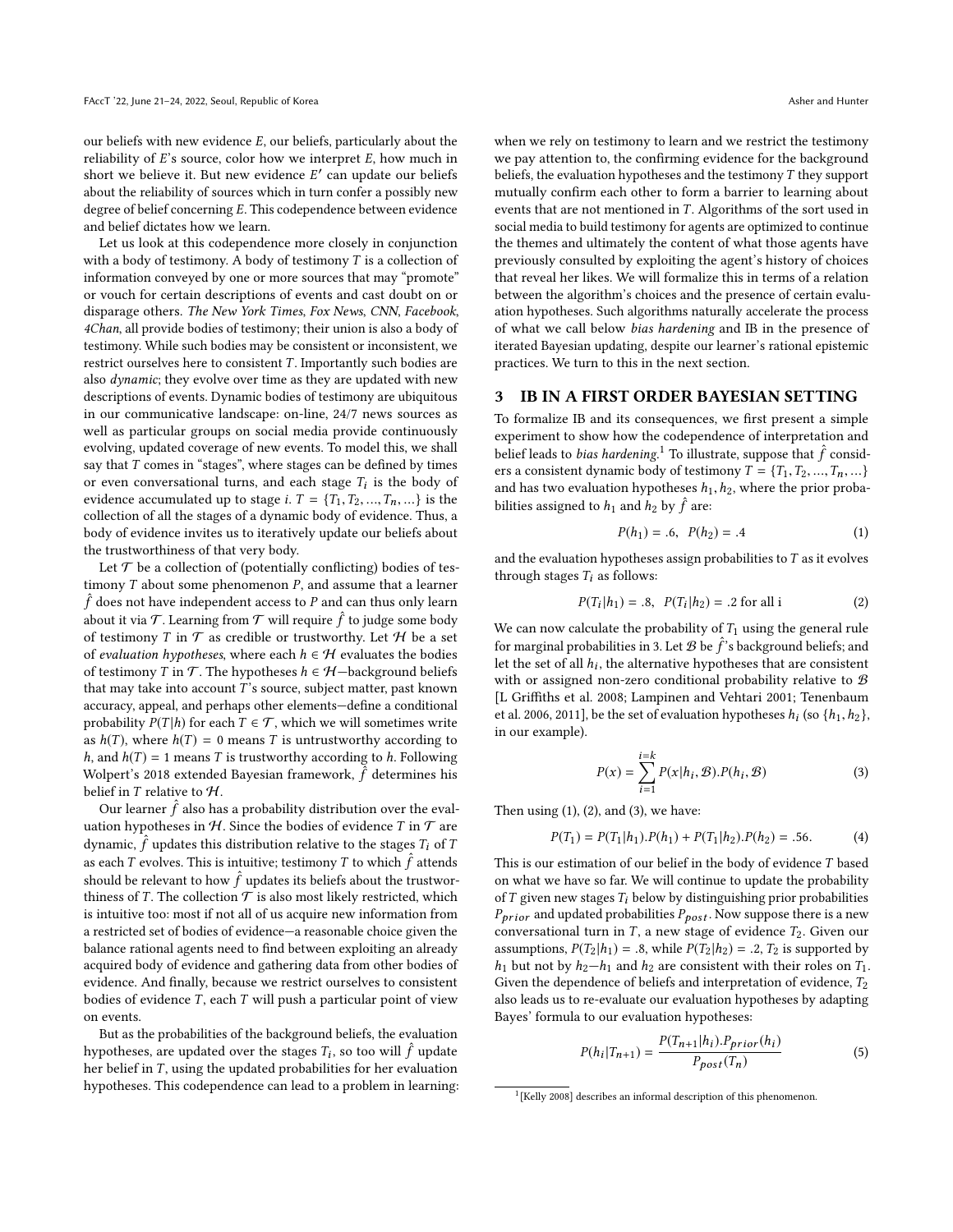our beliefs with new evidence $E$, our beliefs, particularly about the reliability of $E$'s source, color how we interpret $E$, how much in short we believe it. But new evidence $E'$ can update our beliefs about the reliability of sources which in turn confer a possibly new degree of belief concerning $E$. This codependence between evidence and belief dictates how we learn.

Let us look at this codependence more closely in conjunction with a body of testimony. A body of testimony $T$ is a collection of information conveyed by one or more sources that may "promote" or vouch for certain descriptions of events and cast doubt on or disparage others. *The New York Times*, *Fox News*, *CNN*, *Facebook*, *4Chan*, all provide bodies of testimony; their union is also a body of testimony. While such bodies may be consistent or inconsistent, we restrict ourselves here to consistent $T$. Importantly such bodies are also *dynamic*; they evolve over time as they are updated with new descriptions of events. Dynamic bodies of testimony are ubiquitous in our communicative landscape: on-line, 24/7 news sources as well as particular groups on social media provide continuously evolving, updated coverage of new events. To model this, we shall say that $T$ comes in "stages", where stages can be defined by times or even conversational turns, and each stage $T_i$ is the body of evidence accumulated up to stage $i$. $T = \{T_1, T_2, ..., T_n, ...\}$ is the collection of all the stages of a dynamic body of evidence. Thus, a body of evidence invites us to iteratively update our beliefs about the trustworthiness of that very body.

Let $\mathcal{T}$ be a collection of (potentially conflicting) bodies of testimony $T$ about some phenomenon $P$, and assume that a learner $\hat{f}$ does not have independent access to $P$ and can thus only learn about it via $\mathcal{T}$. Learning from $\mathcal{T}$ will require $\hat{f}$ to judge some body of testimony $T$ in $\mathcal{T}$ as credible or trustworthy. Let $\mathcal{H}$ be a set of *evaluation hypotheses*, where each $h \in \mathcal{H}$ evaluates the bodies of testimony $T$ in $\mathcal{T}$. The hypotheses $h \in \mathcal{H}$—background beliefs that may take into account $T$'s source, subject matter, past known accuracy, appeal, and perhaps other elements—define a conditional probability $P(T|h)$ for each $T \in \mathcal{T}$, which we will sometimes write as $h(T)$, where $h(T) = 0$ means $T$ is untrustworthy according to $h$, and $h(T) = 1$ means $T$ is trustworthy according to $h$. Following Wolpert's 2018 extended Bayesian framework, $\hat{f}$ determines his belief in $T$ relative to $\mathcal{H}$.

Our learner $\hat{f}$ also has a probability distribution over the evaluation hypotheses in $\mathcal{H}$. Since the bodies of evidence $T$ in $\mathcal{T}$ are dynamic, $\hat{f}$ updates this distribution relative to the stages $T_i$ of $T$ as each $T$ evolves. This is intuitive; testimony $T$ to which $\hat{f}$ attends should be relevant to how $\hat{f}$ updates its beliefs about the trustworthiness of $T$. The collection $\mathcal{T}$ is also most likely restricted, which is intuitive too: most if not all of us acquire new information from a restricted set of bodies of evidence—a reasonable choice given the balance rational agents need to find between exploiting an already acquired body of evidence and gathering data from other bodies of evidence. And finally, because we restrict ourselves to consistent bodies of evidence $T$, each $T$ will push a particular point of view on events.

But as the probabilities of the background beliefs, the evaluation hypotheses, are updated over the stages $T_i$, so too will $\hat{f}$ update her belief in $T$, using the updated probabilities for her evaluation hypotheses. This codependence can lead to a problem in learning: when we rely on testimony to learn and we restrict the testimony we pay attention to, the confirming evidence for the background beliefs, the evaluation hypotheses and the testimony $T$ they support mutually confirm each other to form a barrier to learning about events that are not mentioned in $T$. Algorithms of the sort used in social media to build testimony for agents are optimized to continue the themes and ultimately the content of what those agents have previously consulted by exploiting the agent's history of choices that reveal their likes. We will formalize this in terms of a relation between the algorithm's choices and the presence of certain evaluation hypotheses. Such algorithms naturally accelerate the process of what we call below *bias hardening* and IB in the presence of iterated Bayesian updating, despite our learner's rational epistemic practices. We turn to this in the next section.

## 3 IB IN A FIRST ORDER BAYESIAN SETTING

To formalize IB and its consequences, we first present a simple experiment to show how the codependence of interpretation and belief leads to *bias hardening*.[1] To illustrate, suppose that $\hat{f}$ considers a consistent dynamic body of testimony $T = \{T_1, T_2, ..., T_n, ...\}$ and has two evaluation hypotheses $h_1, h_2$, where the prior probabilities assigned to $h_1$ and $h_2$ by $\hat{f}$ are:

$$P(h_1) = .6, \quad P(h_2) = .4 \tag{1}$$

and the evaluation hypotheses assign probabilities to $T$ as it evolves through stages $T_i$ as follows:

$$P(T_i|h_1) = .8, \quad P(T_i|h_2) = .2 \text{ for all i} \tag{2}$$

We can now calculate the probability of $T_1$ using the general rule for marginal probabilities in 3. Let $\mathcal{B}$ be $\hat{f}$'s background beliefs; and let the set of all $h_i$, the alternative hypotheses that are consistent with or assigned non-zero conditional probability relative to $\mathcal{B}$ [L Griffiths et al. 2008; Lampinen and Vehtari 2001; Tenenbaum et al. 2006, 2011], be the set of evaluation hypotheses $h_i$ (so $\{h_1, h_2\}$, in our example).

$$P(x) = \sum_{i=1}^{i=k} P(x|h_i, \mathcal{B}).P(h_i, \mathcal{B}) \tag{3}$$

Then using (1), (2), and (3), we have:

$$P(T_1) = P(T_1|h_1).P(h_1) + P(T_1|h_2).P(h_2) = .56. \tag{4}$$

This is our estimation of our belief in the body of evidence $T$ based on what we have so far. We will continue to update the probability of $T$ given new stages $T_i$ below by distinguishing prior probabilities $P_{prior}$ and updated probabilities $P_{post}$. Now suppose there is a new conversational turn in $T$, a new stage of evidence $T_2$. Given our assumptions, $P(T_2|h_1) = .8$, while $P(T_2|h_2) = .2$, $T_2$ is supported by $h_1$ but not by $h_2$—$h_1$ and $h_2$ are consistent with their roles on $T_1$. Given the dependence of beliefs and interpretation of evidence, $T_2$ also leads us to re-evaluate our evaluation hypotheses by adapting Bayes' formula to our evaluation hypotheses:

$$P(h_i|T_{n+1}) = \frac{P(T_{n+1}|h_i).P_{prior}(h_i)}{P_{post}(T_n)} \tag{5}$$

[1] [Kelly 2008] describes an informal description of this phenomenon.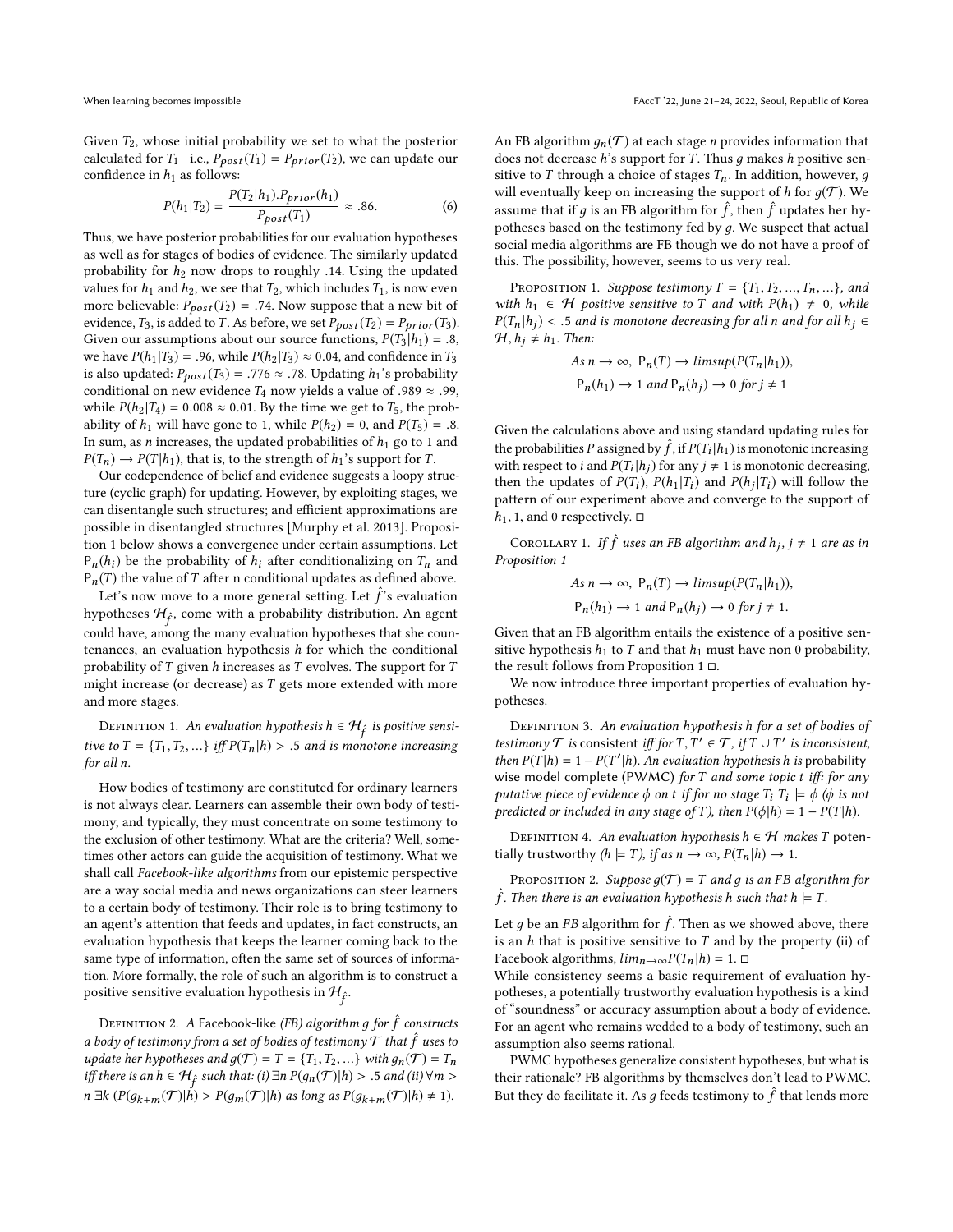Given $T_2$, whose initial probability we set to what the posterior calculated for $T_1$—i.e., $P_{post}(T_1) = P_{prior}(T_2)$, we can update our confidence in $h_1$ as follows:

$$P(h_1|T_2) = \frac{P(T_2|h_1).P_{prior}(h_1)}{P_{post}(T_1)} \approx .86. \tag{6}$$

Thus, we have posterior probabilities for our evaluation hypotheses as well as for stages of bodies of evidence. The similarly updated probability for $h_2$ now drops to roughly .14. Using the updated values for $h_1$ and $h_2$, we see that $T_2$, which includes $T_1$, is now even more believable: $P_{post}(T_2) = .74$. Now suppose that a new bit of evidence, $T_3$, is added to $T$. As before, we set $P_{post}(T_2) = P_{prior}(T_3)$. Given our assumptions about our source functions, $P(T_3|h_1) = .8$, we have $P(h_1|T_3) = .96$, while $P(h_2|T_3) \approx 0.04$, and confidence in $T_3$ is also updated: $P_{post}(T_3) = .776 \approx .78$. Updating $h_1$'s probability conditional on new evidence $T_4$ now yields a value of $.989 \approx .99$, while $P(h_2|T_4) = 0.008 \approx 0.01$. By the time we get to $T_5$, the probability of $h_1$ will have gone to 1, while $P(h_2) = 0$, and $P(T_5) = .8$. In sum, as $n$ increases, the updated probabilities of $h_1$ go to 1 and $P(T_n) \to P(T|h_1)$, that is, to the strength of $h_1$'s support for $T$.

Our codependence of belief and evidence suggests a loopy structure (cyclic graph) for updating. However, by exploiting stages, we can disentangle such structures; and efficient approximations are possible in disentangled structures [Murphy et al. 2013]. Proposition 1 below shows a convergence under certain assumptions. Let $\mathsf{P}_n(h_i)$ be the probability of $h_i$ after conditionalizing on $T_n$ and $\mathsf{P}_n(T)$ the value of $T$ after n conditional updates as defined above.

Let's now move to a more general setting. Let $\hat{f}$'s evaluation hypotheses $\mathcal{H}_{\hat{f}}$, come with a probability distribution. An agent could have, among the many evaluation hypotheses that she countenances, an evaluation hypothesis $h$ for which the conditional probability of $T$ given $h$ increases as $T$ evolves. The support for $T$ might increase (or decrease) as $T$ gets more extended with more and more stages.

Definition 1. *An evaluation hypothesis $h \in \mathcal{H}_{\hat{f}}$ is positive sensitive to $T = \{T_1, T_2, ...\}$ iff $P(T_n|h) > .5$ and is monotone increasing for all $n$.*

How bodies of testimony are constituted for ordinary learners is not always clear. Learners can assemble their own body of testimony, and typically, they must concentrate on some testimony to the exclusion of other testimony. What are the criteria? Well, sometimes other actors can guide the acquisition of testimony. What we shall call *Facebook-like algorithms* from our epistemic perspective are a way social media and news organizations can steer learners to a certain body of testimony. Their role is to bring testimony to an agent's attention that feeds and updates, in fact constructs, an evaluation hypothesis that keeps the learner coming back to the same type of information, often the same set of sources of information. More formally, the role of such an algorithm is to construct a positive sensitive evaluation hypothesis in $\mathcal{H}_{\hat{f}}$.

Definition 2. *A* Facebook-like *(FB) algorithm $g$ for $\hat{f}$ constructs a body of testimony from a set of bodies of testimony $\mathcal{T}$ that $\hat{f}$ uses to update her hypotheses and $g(\mathcal{T}) = T = \{T_1, T_2, ...\}$ with $g_n(\mathcal{T}) = T_n$ iff there is an $h \in \mathcal{H}_{\hat{f}}$ such that: (i) $\exists n\ P(g_n(\mathcal{T})|h) > .5$ and (ii) $\forall m > n\ \exists k\ (P(g_{k+m}(\mathcal{T})|h) > P(g_m(\mathcal{T})|h)$ as long as $P(g_{k+m}(\mathcal{T})|h) \neq 1)$.*

An FB algorithm $g_n(\mathcal{T})$ at each stage $n$ provides information that does not decrease $h$'s support for $T$. Thus $g$ makes $h$ positive sensitive to $T$ through a choice of stages $T_n$. In addition, however, $g$ will eventually keep on increasing the support of $h$ for $g(\mathcal{T})$. We assume that if $g$ is an FB algorithm for $\hat{f}$, then $\hat{f}$ updates her hypotheses based on the testimony fed by $g$. We suspect that actual social media algorithms are FB though we do not have a proof of this. The possibility, however, seems to us very real.

Proposition 1. *Suppose testimony $T = \{T_1, T_2, ..., T_n, ...\}$, and with $h_1 \in \mathcal{H}$ positive sensitive to $T$ and with $P(h_1) \neq 0$, while $P(T_n|h_j) < .5$ and is monotone decreasing for all $n$ and for all $h_j \in \mathcal{H}, h_j \neq h_1$. Then:*

$$As\ n \to \infty,\ \mathsf{P}_n(T) \to limsup(P(T_n|h_1)),$$
$$\mathsf{P}_n(h_1) \to 1 \ and\ \mathsf{P}_n(h_j) \to 0 \ for\ j \neq 1$$

Given the calculations above and using standard updating rules for the probabilities $P$ assigned by $\hat{f}$, if $P(T_i|h_1)$ is monotonic increasing with respect to $i$ and $P(T_i|h_j)$ for any $j \neq 1$ is monotonic decreasing, then the updates of $P(T_i)$, $P(h_1|T_i)$ and $P(h_j|T_i)$ will follow the pattern of our experiment above and converge to the support of $h_1$, 1, and 0 respectively. □

Corollary 1. *If $\hat{f}$ uses an FB algorithm and $h_j$, $j \neq 1$ are as in Proposition 1*

$$As\ n \to \infty,\ \mathsf{P}_n(T) \to limsup(P(T_n|h_1)),$$
$$\mathsf{P}_n(h_1) \to 1 \ and\ \mathsf{P}_n(h_j) \to 0 \ for\ j \neq 1.$$

Given that an FB algorithm entails the existence of a positive sensitive hypothesis $h_1$ to $T$ and that $h_1$ must have non 0 probability, the result follows from Proposition 1 □.

We now introduce three important properties of evaluation hypotheses.

Definition 3. *An evaluation hypothesis $h$ for a set of bodies of testimony $\mathcal{T}$ is* consistent *iff for $T, T' \in \mathcal{T}$, if $T \cup T'$ is inconsistent, then $P(T|h) = 1 - P(T'|h)$. An evaluation hypothesis $h$ is* probability-wise model complete (PWMC) *for $T$ and some topic $t$ iff: for any putative piece of evidence $\phi$ on $t$ if for no stage $T_i$ $T_i \models \phi$ ($\phi$ is not predicted or included in any stage of $T$), then $P(\phi|h) = 1 - P(T|h)$.*

Definition 4. *An evaluation hypothesis $h \in \mathcal{H}$ makes $T$ potentially trustworthy ($h \models T$), if as $n \to \infty$, $P(T_n|h) \to 1$.*

Proposition 2. *Suppose $g(\mathcal{T}) = T$ and $g$ is an FB algorithm for $\hat{f}$. Then there is an evaluation hypothesis $h$ such that $h \models T$.*

Let $g$ be an *FB* algorithm for $\hat{f}$. Then as we showed above, there is an $h$ that is positive sensitive to $T$ and by the property (ii) of Facebook algorithms, $lim_{n\to\infty} P(T_n|h) = 1$. □

While consistency seems a basic requirement of evaluation hypotheses, a potentially trustworthy evaluation hypothesis is a kind of "soundness" or accuracy assumption about a body of evidence. For an agent who remains wedded to a body of testimony, such an assumption also seems rational.

PWMC hypotheses generalize consistent hypotheses, but what is their rationale? FB algorithms by themselves don't lead to PWMC. But they do facilitate it. As $g$ feeds testimony to $\hat{f}$ that lends more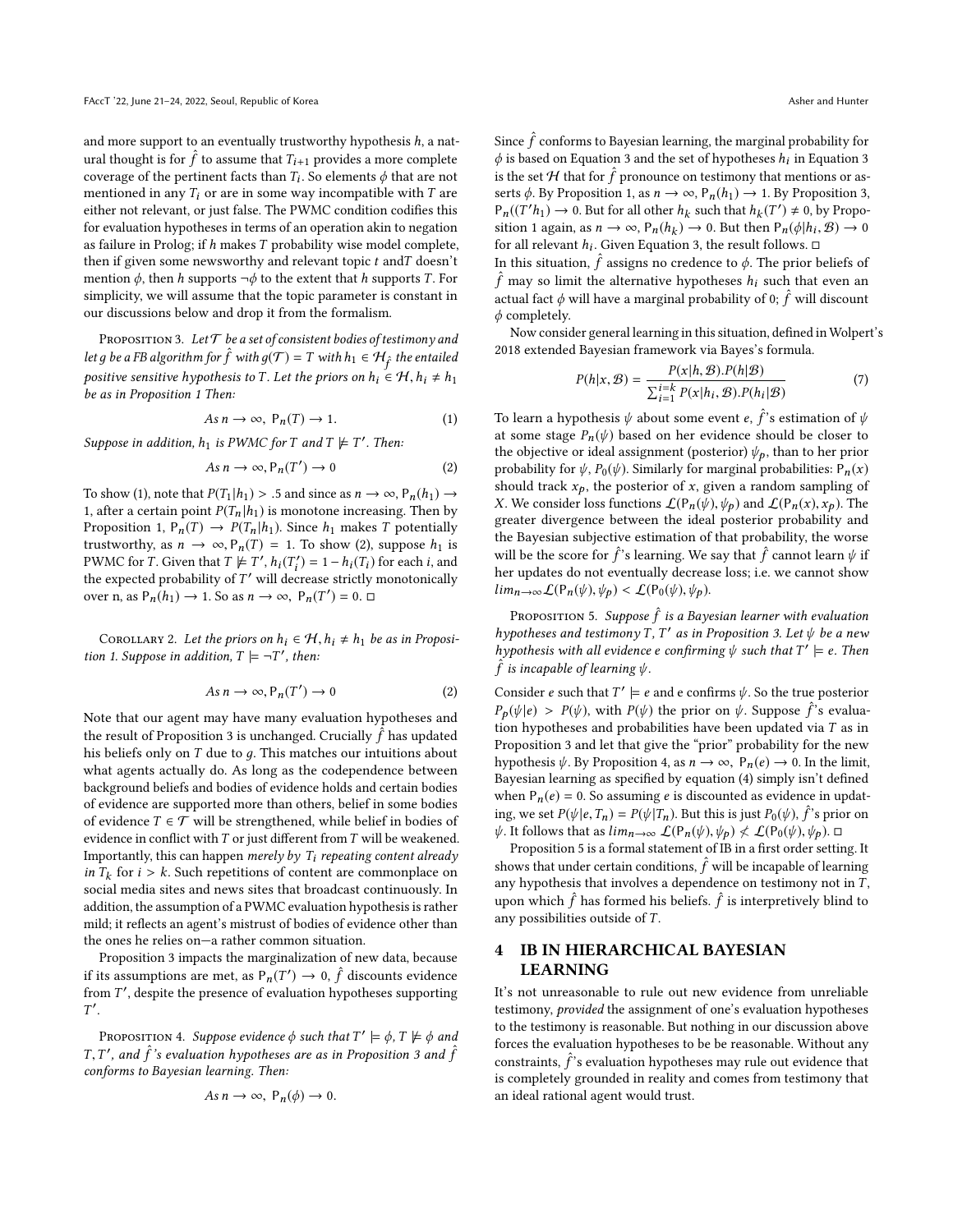and more support to an eventually trustworthy hypothesis $h$, a natural thought is for $\hat{f}$ to assume that $T_{i+1}$ provides a more complete coverage of the pertinent facts than $T_i$. So elements $\phi$ that are not mentioned in any $T_i$ or are in some way incompatible with $T$ are either not relevant, or just false. The PWMC condition codifies this for evaluation hypotheses in terms of an operation akin to negation as failure in Prolog; if $h$ makes $T$ probability wise model complete, then if given some newsworthy and relevant topic $t$ and $T$ doesn't mention $\phi$, then $h$ supports $\neg\phi$ to the extent that $h$ supports $T$. For simplicity, we will assume that the topic parameter is constant in our discussions below and drop it from the formalism.

Proposition 3. *Let $\mathcal{T}$ be a set of consistent bodies of testimony and let $g$ be a FB algorithm for $\hat{f}$ with $g(\mathcal{T}) = T$ with $h_1 \in \mathcal{H}_{\hat{f}}$ the entailed positive sensitive hypothesis to $T$. Let the priors on $h_i \in \mathcal{H}, h_i \neq h_1$ be as in Proposition 1 Then:*

$$\text{As } n \to \infty,\ \mathsf{P}_n(T) \to 1. \tag{1}$$

*Suppose in addition, $h_1$ is PWMC for $T$ and $T \not\models T'$. Then:*

$$\text{As } n \to \infty, \mathsf{P}_n(T') \to 0 \tag{2}$$

To show (1), note that $P(T_1|h_1) > .5$ and since as $n \to \infty$, $\mathsf{P}_n(h_1) \to 1$, after a certain point $P(T_n|h_1)$ is monotone increasing. Then by Proposition 1, $\mathsf{P}_n(T) \to P(T_n|h_1)$. Since $h_1$ makes $T$ potentially trustworthy, as $n \to \infty, \mathsf{P}_n(T) = 1$. To show (2), suppose $h_1$ is PWMC for $T$. Given that $T \not\models T'$, $h_i(T'_i) = 1 - h_i(T_i)$ for each $i$, and the expected probability of $T'$ will decrease strictly monotonically over n, as $\mathsf{P}_n(h_1) \to 1$. So as $n \to \infty,\ \mathsf{P}_n(T') = 0$. □

Corollary 2. *Let the priors on $h_i \in \mathcal{H}, h_i \neq h_1$ be as in Proposition 1. Suppose in addition, $T \models \neg T'$, then:*

$$\text{As } n \to \infty, \mathsf{P}_n(T') \to 0 \tag{2}$$

Note that our agent may have many evaluation hypotheses and the result of Proposition 3 is unchanged. Crucially $\hat{f}$ has updated his beliefs only on $T$ due to $g$. This matches our intuitions about what agents actually do. As long as the codependence between background beliefs and bodies of evidence holds and certain bodies of evidence are supported more than others, belief in some bodies of evidence $T \in \mathcal{T}$ will be strengthened, while belief in bodies of evidence in conflict with $T$ or just different from $T$ will be weakened. Importantly, this can happen *merely by $T_i$ repeating content already in $T_k$* for $i > k$. Such repetitions of content are commonplace on social media sites and news sites that broadcast continuously. In addition, the assumption of a PWMC evaluation hypothesis is rather mild; it reflects an agent's mistrust of bodies of evidence other than the ones he relies on—a rather common situation.

Proposition 3 impacts the marginalization of new data, because if its assumptions are met, as $\mathsf{P}_n(T') \to 0$, $\hat{f}$ discounts evidence from $T'$, despite the presence of evaluation hypotheses supporting $T'$.

Proposition 4. *Suppose evidence $\phi$ such that $T' \models \phi$, $T \not\models \phi$ and $T, T'$, and $\hat{f}$'s evaluation hypotheses are as in Proposition 3 and $\hat{f}$ conforms to Bayesian learning. Then:*

$$\text{As } n \to \infty,\ \mathsf{P}_n(\phi) \to 0.$$

Since $\hat{f}$ conforms to Bayesian learning, the marginal probability for $\phi$ is based on Equation 3 and the set of hypotheses $h_i$ in Equation 3 is the set $\mathcal{H}$ that for $\hat{f}$ pronounce on testimony that mentions or asserts $\phi$. By Proposition 1, as $n \to \infty$, $\mathsf{P}_n(h_1) \to 1$. By Proposition 3, $\mathsf{P}_n((T'h_1) \to 0$. But for all other $h_k$ such that $h_k(T') \neq 0$, by Proposition 1 again, as $n \to \infty$, $\mathsf{P}_n(h_k) \to 0$. But then $\mathsf{P}_n(\phi|h_i, \mathcal{B}) \to 0$ for all relevant $h_i$. Given Equation 3, the result follows. □

In this situation, $\hat{f}$ assigns no credence to $\phi$. The prior beliefs of $\hat{f}$ may so limit the alternative hypotheses $h_i$ such that even an actual fact $\phi$ will have a marginal probability of 0; $\hat{f}$ will discount $\phi$ completely.

Now consider general learning in this situation, defined in Wolpert's 2018 extended Bayesian framework via Bayes's formula.

$$P(h|x, \mathcal{B}) = \frac{P(x|h, \mathcal{B}).P(h|\mathcal{B})}{\sum_{i=1}^{i=k} P(x|h_i, \mathcal{B}).P(h_i|\mathcal{B})} \tag{7}$$

To learn a hypothesis $\psi$ about some event $e$, $\hat{f}$'s estimation of $\psi$ at some stage $P_n(\psi)$ based on her evidence should be closer to the objective or ideal assignment (posterior) $\psi_p$, than to her prior probability for $\psi$, $P_0(\psi)$. Similarly for marginal probabilities: $\mathsf{P}_n(x)$ should track $x_p$, the posterior of $x$, given a random sampling of $X$. We consider loss functions $\mathcal{L}(\mathsf{P}_n(\psi), \psi_p)$ and $\mathcal{L}(\mathsf{P}_n(x), x_p)$. The greater divergence between the ideal posterior probability and the Bayesian subjective estimation of that probability, the worse will be the score for $\hat{f}$'s learning. We say that $\hat{f}$ cannot learn $\psi$ if her updates do not eventually decrease loss; i.e. we cannot show $lim_{n\to\infty}\mathcal{L}(\mathsf{P}_n(\psi), \psi_p) < \mathcal{L}(\mathsf{P}_0(\psi), \psi_p)$.

Proposition 5. *Suppose $\hat{f}$ is a Bayesian learner with evaluation hypotheses and testimony $T, T'$ as in Proposition 3. Let $\psi$ be a new hypothesis with all evidence $e$ confirming $\psi$ such that $T' \models e$. Then $\hat{f}$ is incapable of learning $\psi$.*

Consider $e$ such that $T' \models e$ and e confirms $\psi$. So the true posterior $P_p(\psi|e) > P(\psi)$, with $P(\psi)$ the prior on $\psi$. Suppose $\hat{f}$'s evaluation hypotheses and probabilities have been updated via $T$ as in Proposition 3 and let that give the "prior" probability for the new hypothesis $\psi$. By Proposition 4, as $n \to \infty,\ \mathsf{P}_n(e) \to 0$. In the limit, Bayesian learning as specified by equation (4) simply isn't defined when $\mathsf{P}_n(e) = 0$. So assuming $e$ is discounted as evidence in updating, we set $P(\psi|e, T_n) = P(\psi|T_n)$. But this is just $\mathsf{P}_0(\psi)$, $\hat{f}$'s prior on $\psi$. It follows that as $lim_{n\to\infty}\ \mathcal{L}(\mathsf{P}_n(\psi), \psi_p) \not< \mathcal{L}(\mathsf{P}_0(\psi), \psi_p)$. □

Proposition 5 is a formal statement of IB in a first order setting. It shows that under certain conditions, $\hat{f}$ will be incapable of learning any hypothesis that involves a dependence on testimony not in $T$, upon which $\hat{f}$ has formed his beliefs. $\hat{f}$ is interpretively blind to any possibilities outside of $T$.

# 4 IB IN HIERARCHICAL BAYESIAN LEARNING

It's not unreasonable to rule out new evidence from unreliable testimony, *provided* the assignment of one's evaluation hypotheses to the testimony is reasonable. But nothing in our discussion above forces the evaluation hypotheses to be be reasonable. Without any constraints, $\hat{f}$'s evaluation hypotheses may rule out evidence that is completely grounded in reality and comes from testimony that an ideal rational agent would trust.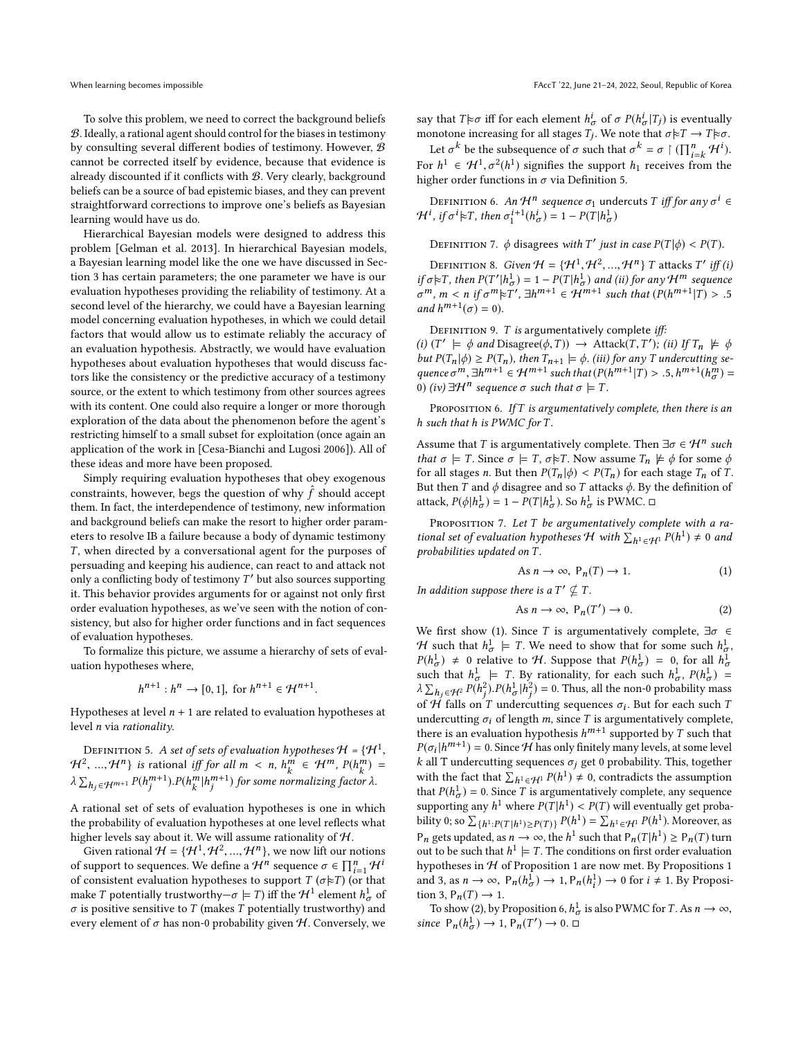To solve this problem, we need to correct the background beliefs $\mathcal{B}$. Ideally, a rational agent should control for the biases in testimony by consulting several different bodies of testimony. However, $\mathcal{B}$ cannot be corrected itself by evidence, because that evidence is already discounted if it conflicts with $\mathcal{B}$. Very clearly, background beliefs can be a source of bad epistemic biases, and they can prevent straightforward corrections to improve one's beliefs as Bayesian learning would have us do.

Hierarchical Bayesian models were designed to address this problem [Gelman et al. 2013]. In hierarchical Bayesian models, a Bayesian learning model like the one we have discussed in Section 3 has certain parameters; the one parameter we have is our evaluation hypotheses providing the reliability of testimony. At a second level of the hierarchy, we could have a Bayesian learning model concerning evaluation hypotheses, in which we could detail factors that would allow us to estimate reliably the accuracy of an evaluation hypothesis. Abstractly, we would have evaluation hypotheses about evaluation hypotheses that would discuss factors like the consistency or the predictive accuracy of a testimony source, or the extent to which testimony from other sources agrees with its content. One could also require a longer or more thorough exploration of the data about the phenomenon before the agent's restricting himself to a small subset for exploitation (once again an application of the work in [Cesa-Bianchi and Lugosi 2006]). All of these ideas and more have been proposed.

Simply requiring evaluation hypotheses that obey exogenous constraints, however, begs the question of why $\hat{f}$ should accept them. In fact, the interdependence of testimony, new information and background beliefs can make the resort to higher order parameters to resolve IB a failure because a body of dynamic testimony $T$, when directed by a conversational agent for the purposes of persuading and keeping his audience, can react to and attack not only a conflicting body of testimony $T'$ but also sources supporting it. This behavior provides arguments for or against not only first order evaluation hypotheses, as we've seen with the notion of consistency, but also for higher order functions and in fact sequences of evaluation hypotheses.

To formalize this picture, we assume a hierarchy of sets of evaluation hypotheses where,

$$h^{n+1} : h^n \rightarrow [0, 1], \text{ for } h^{n+1} \in \mathcal{H}^{n+1}.$$

Hypotheses at level $n + 1$ are related to evaluation hypotheses at level $n$ via *rationality*.

Definition 5. *A set of sets of evaluation hypotheses* $\mathcal{H} = \{\mathcal{H}^1, \mathcal{H}^2, ..., \mathcal{H}^n\}$ *is* rational *iff for all* $m < n$, $h_k^m \in \mathcal{H}^m$, $P(h_k^m) = \lambda \sum_{h_j \in \mathcal{H}^{m+1}} P(h_j^{m+1}).P(h_k^m | h_j^{m+1})$ *for some normalizing factor* $\lambda$.

A rational set of sets of evaluation hypotheses is one in which the probability of evaluation hypotheses at one level reflects what higher levels say about it. We will assume rationality of $\mathcal{H}$.

Given rational $\mathcal{H} = \{\mathcal{H}^1, \mathcal{H}^2, ..., \mathcal{H}^n\}$, we now lift our notions of support to sequences. We define a $\mathcal{H}^n$ sequence $\sigma \in \prod_{i=1}^n \mathcal{H}^i$ of consistent evaluation hypotheses to support $T$ ($\sigma \approx T$) (or that make $T$ potentially trustworthy—$\sigma \models T$) iff the $\mathcal{H}^1$ element $h_\sigma^1$ of $\sigma$ is positive sensitive to $T$ (makes $T$ potentially trustworthy) and every element of $\sigma$ has non-0 probability given $\mathcal{H}$. Conversely, we say that $T \approx \sigma$ iff for each element $h_\sigma^i$ of $\sigma$ $P(h_\sigma^i | T_j)$ is eventually monotone increasing for all stages $T_j$. We note that $\sigma \approx T \rightarrow T \approx \sigma$.

Let $\sigma^k$ be the subsequence of $\sigma$ such that $\sigma^k = \sigma \upharpoonright (\prod_{i=k}^n \mathcal{H}^i)$. For $h^1 \in \mathcal{H}^1, \sigma^2(h^1)$ signifies the support $h_1$ receives from the higher order functions in $\sigma$ via Definition 5.

Definition 6. *An* $\mathcal{H}^n$ *sequence* $\sigma_1$ undercuts $T$ *iff for any* $\sigma^i \in \mathcal{H}^i$, *if* $\sigma^i \approx T$, *then* $\sigma_1^{i+1}(h_\sigma^i) = 1 - P(T | h_\sigma^1)$

Definition 7. $\phi$ disagrees *with* $T'$ *just in case* $P(T|\phi) < P(T)$.

Definition 8. *Given* $\mathcal{H} = \{\mathcal{H}^1, \mathcal{H}^2, ..., \mathcal{H}^n\}$ $T$ attacks $T'$ *iff (i) if* $\sigma \approx T$, *then* $P(T' | h_\sigma^1) = 1 - P(T | h_\sigma^1)$ *and (ii) for any* $\mathcal{H}^m$ *sequence* $\sigma^m$, $m < n$ *if* $\sigma^m \approx T'$, $\exists h^{m+1} \in \mathcal{H}^{m+1}$ *such that* $(P(h^{m+1} | T) > .5$ *and* $h^{m+1}(\sigma) = 0)$.

Definition 9. $T$ *is* argumentatively complete *iff:*
*(i)* $(T' \models \phi$ *and* $\text{Disagree}(\phi, T)) \rightarrow \text{Attack}(T, T')$; *(ii) If* $T_n \not\models \phi$ *but* $P(T_n|\phi) \geq P(T_n)$, *then* $T_{n+1} \models \phi$. *(iii) for any* $T$ *undercutting sequence* $\sigma^m$, $\exists h^{m+1} \in \mathcal{H}^{m+1}$ *such that* $(P(h^{m+1}|T) > .5, h^{m+1}(h_\sigma^m) = 0)$ *(iv)* $\exists \mathcal{H}^n$ *sequence* $\sigma$ *such that* $\sigma \models T$.

Proposition 6. *If* $T$ *is argumentatively complete, then there is an* $h$ *such that* $h$ *is PWMC for* $T$.

Assume that $T$ is argumentatively complete. Then $\exists \sigma \in \mathcal{H}^n$ *such that* $\sigma \models T$. Since $\sigma \models T$, $\sigma \approx T$. Now assume $T_n \not\models \phi$ for some $\phi$ for all stages $n$. But then $P(T_n|\phi) < P(T_n)$ for each stage $T_n$ of $T$. But then $T$ and $\phi$ disagree and so $T$ attacks $\phi$. By the definition of attack, $P(\phi|h_\sigma^1) = 1 - P(T|h_\sigma^1)$. So $h_\sigma^1$ is PWMC. □

Proposition 7. *Let* $T$ *be argumentatively complete with a rational set of evaluation hypotheses* $\mathcal{H}$ *with* $\sum_{h^1 \in \mathcal{H}^1} P(h^1) \neq 0$ *and probabilities updated on* $T$.

$$\text{As } n \rightarrow \infty, \ \mathsf{P}_n(T) \rightarrow 1. \tag{1}$$

*In addition suppose there is a* $T' \not\subseteq T$.

$$\text{As } n \rightarrow \infty, \ \mathsf{P}_n(T') \rightarrow 0. \tag{2}$$

We first show (1). Since $T$ is argumentatively complete, $\exists \sigma \in \mathcal{H}$ such that $h_\sigma^1 \models T$. We need to show that for some such $h_\sigma^1$, $P(h_\sigma^1) \neq 0$ relative to $\mathcal{H}$. Suppose that $P(h_\sigma^1) = 0$, for all $h_\sigma^1$ such that $h_\sigma^1 \models T$. By rationality, for each such $h_\sigma^1$, $P(h_\sigma^1) = \lambda \sum_{h_j \in \mathcal{H}^2} P(h_j^2).P(h_\sigma^1 | h_j^2) = 0$. Thus, all the non-0 probability mass of $\mathcal{H}$ falls on $T$ undercutting sequences $\sigma_i$. But for each such $T$ undercutting $\sigma_i$ of length $m$, since $T$ is argumentatively complete, there is an evaluation hypothesis $h^{m+1}$ supported by $T$ such that $P(\sigma_i | h^{m+1}) = 0$. Since $\mathcal{H}$ has only finitely many levels, at some level $k$ all T undercutting sequences $\sigma_j$ get 0 probability. This, together with the fact that $\sum_{h^1 \in \mathcal{H}^1} P(h^1) \neq 0$, contradicts the assumption that $P(h_\sigma^1) = 0$. Since $T$ is argumentatively complete, any sequence supporting any $h^1$ where $P(T|h^1) < P(T)$ will eventually get probability 0; so $\sum_{\{h^1 : P(T|h^1) \geq P(T)\}} P(h^1) = \sum_{h^1 \in \mathcal{H}^1} P(h^1)$. Moreover, as $\mathsf{P}_n$ gets updated, as $n \rightarrow \infty$, the $h^1$ such that $\mathsf{P}_n(T|h^1) \geq \mathsf{P}_n(T)$ turn out to be such that $h^1 \models T$. The conditions on first order evaluation hypotheses in $\mathcal{H}$ of Proposition 1 are now met. By Propositions 1 and 3, as $n \rightarrow \infty$, $\mathsf{P}_n(h_\sigma^1) \rightarrow 1$, $\mathsf{P}_n(h_i^1) \rightarrow 0$ for $i \neq 1$. By Proposition 3, $\mathsf{P}_n(T) \rightarrow 1$.

To show (2), by Proposition 6, $h_\sigma^1$ is also PWMC for $T$. As $n \rightarrow \infty$, *since* $\mathsf{P}_n(h_\sigma^1) \rightarrow 1$, $\mathsf{P}_n(T') \rightarrow 0$. □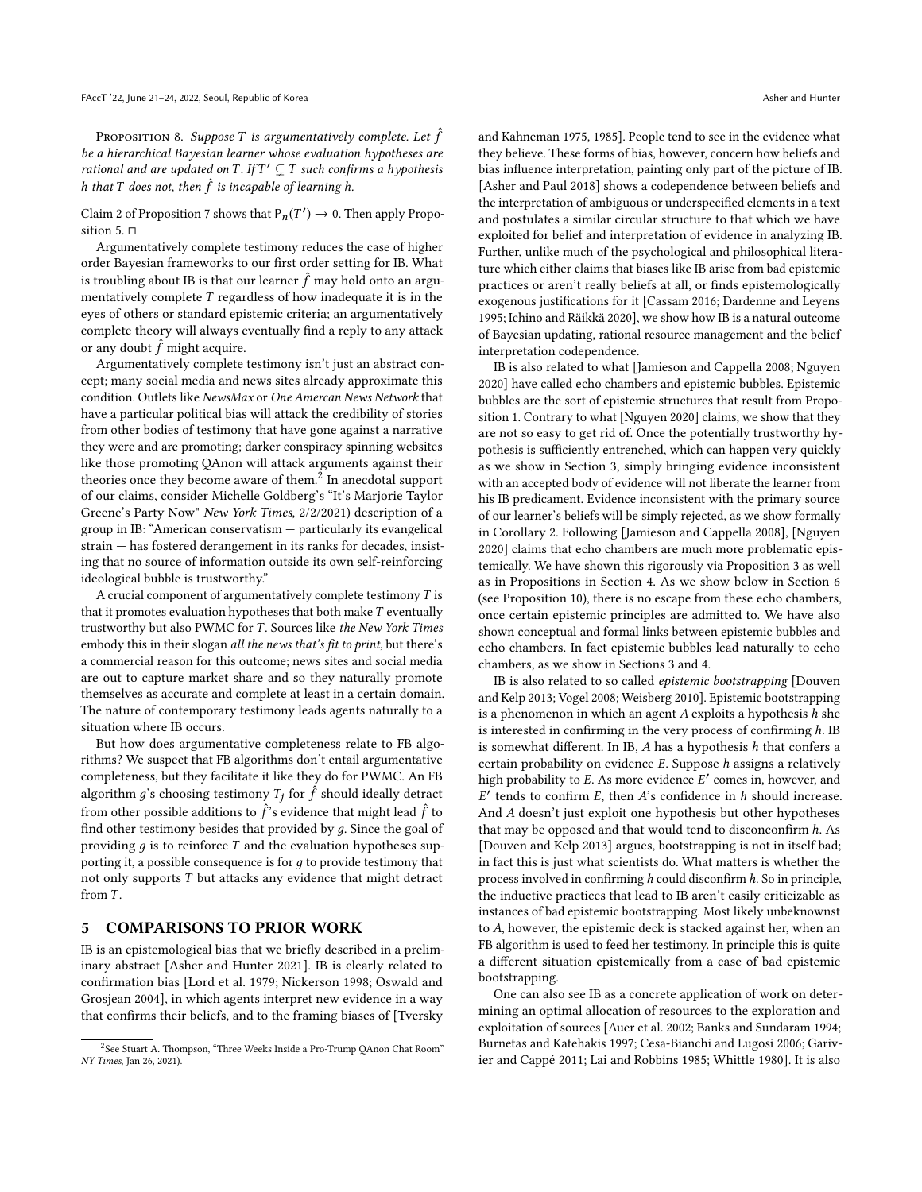Proposition 8. *Suppose $T$ is argumentatively complete. Let $\hat{f}$ be a hierarchical Bayesian learner whose evaluation hypotheses are rational and are updated on $T$. If $T' \subsetneq T$ such confirms a hypothesis $h$ that $T$ does not, then $\hat{f}$ is incapable of learning $h$.*

Claim 2 of Proposition 7 shows that $\mathsf{P}_n(T') \to 0$. Then apply Proposition 5. □

Argumentatively complete testimony reduces the case of higher order Bayesian frameworks to our first order setting for IB. What is troubling about IB is that our learner $\hat{f}$ may hold onto an argumentatively complete $T$ regardless of how inadequate it is in the eyes of others or standard epistemic criteria; an argumentatively complete theory will always eventually find a reply to any attack or any doubt $\hat{f}$ might acquire.

Argumentatively complete testimony isn't just an abstract concept; many social media and news sites already approximate this condition. Outlets like *NewsMax* or *One Amercan News Network* that have a particular political bias will attack the credibility of stories from other bodies of testimony that have gone against a narrative they were and are promoting; darker conspiracy spinning websites like those promoting QAnon will attack arguments against their theories once they become aware of them.[2] In anecdotal support of our claims, consider Michelle Goldberg's "It's Marjorie Taylor Greene's Party Now" *New York Times*, 2/2/2021) description of a group in IB: "American conservatism — particularly its evangelical strain — has fostered derangement in its ranks for decades, insisting that no source of information outside its own self-reinforcing ideological bubble is trustworthy."

A crucial component of argumentatively complete testimony $T$ is that it promotes evaluation hypotheses that both make $T$ eventually trustworthy but also PWMC for $T$. Sources like *the New York Times* embody this in their slogan *all the news that's fit to print*, but there's a commercial reason for this outcome; news sites and social media are out to capture market share and so they naturally promote themselves as accurate and complete at least in a certain domain. The nature of contemporary testimony leads agents naturally to a situation where IB occurs.

But how does argumentative completeness relate to FB algorithms? We suspect that FB algorithms don't entail argumentative completeness, but they facilitate it like they do for PWMC. An FB algorithm $g$'s choosing testimony $T_j$ for $\hat{f}$ should ideally detract from other possible additions to $\hat{f}$'s evidence that might lead $\hat{f}$ to find other testimony besides that provided by $g$. Since the goal of providing $g$ is to reinforce $T$ and the evaluation hypotheses supporting it, a possible consequence is for $g$ to provide testimony that not only supports $T$ but attacks any evidence that might detract from $T$.

## 5 COMPARISONS TO PRIOR WORK

IB is an epistemological bias that we briefly described in a preliminary abstract [Asher and Hunter 2021]. IB is clearly related to confirmation bias [Lord et al. 1979; Nickerson 1998; Oswald and Grosjean 2004], in which agents interpret new evidence in a way that confirms their beliefs, and to the framing biases of [Tversky and Kahneman 1975, 1985]. People tend to see in the evidence what they believe. These forms of bias, however, concern how beliefs and bias influence interpretation, painting only part of the picture of IB. [Asher and Paul 2018] shows a codependence between beliefs and the interpretation of ambiguous or underspecified elements in a text and postulates a similar circular structure to that which we have exploited for belief and interpretation of evidence in analyzing IB. Further, unlike much of the psychological and philosophical literature which either claims that biases like IB arise from bad epistemic practices or aren't really beliefs at all, or finds epistemologically exogenous justifications for it [Cassam 2016; Dardenne and Leyens 1995; Ichino and Räikkä 2020], we show how IB is a natural outcome of Bayesian updating, rational resource management and the belief interpretation codependence.

IB is also related to what [Jamieson and Cappella 2008; Nguyen 2020] have called echo chambers and epistemic bubbles. Epistemic bubbles are the sort of epistemic structures that result from Proposition 1. Contrary to what [Nguyen 2020] claims, we show that they are not so easy to get rid of. Once the potentially trustworthy hypothesis is sufficiently entrenched, which can happen very quickly as we show in Section 3, simply bringing evidence inconsistent with an accepted body of evidence will not liberate the learner from his IB predicament. Evidence inconsistent with the primary source of our learner's beliefs will be simply rejected, as we show formally in Corollary 2. Following [Jamieson and Cappella 2008], [Nguyen 2020] claims that echo chambers are much more problematic epistemically. We have shown this rigorously via Proposition 3 as well as in Propositions in Section 4. As we show below in Section 6 (see Proposition 10), there is no escape from these echo chambers, once certain epistemic principles are admitted to. We have also shown conceptual and formal links between epistemic bubbles and echo chambers. In fact epistemic bubbles lead naturally to echo chambers, as we show in Sections 3 and 4.

IB is also related to so called *epistemic bootstrapping* [Douven and Kelp 2013; Vogel 2008; Weisberg 2010]. Epistemic bootstrapping is a phenomenon in which an agent $A$ exploits a hypothesis $h$ she is interested in confirming in the very process of confirming $h$. IB is somewhat different. In IB, $A$ has a hypothesis $h$ that confers a certain probability on evidence $E$. Suppose $h$ assigns a relatively high probability to $E$. As more evidence $E'$ comes in, however, and $E'$ tends to confirm $E$, then $A$'s confidence in $h$ should increase. And $A$ doesn't just exploit one hypothesis but other hypotheses that may be opposed and that would tend to disconfirm $h$. As [Douven and Kelp 2013] argues, bootstrapping is not in itself bad; in fact this is just what scientists do. What matters is whether the process involved in confirming $h$ could disconfirm $h$. So in principle, the inductive practices that lead to IB aren't easily criticizable as instances of bad epistemic bootstrapping. Most likely unbeknownst to $A$, however, the epistemic deck is stacked against her, when an FB algorithm is used to feed her testimony. In principle this is quite a different situation epistemically from a case of bad epistemic bootstrapping.

One can also see IB as a concrete application of work on determining an optimal allocation of resources to the exploration and exploitation of sources [Auer et al. 2002; Banks and Sundaram 1994; Burnetas and Katehakis 1997; Cesa-Bianchi and Lugosi 2006; Garivier and Cappé 2011; Lai and Robbins 1985; Whittle 1980]. It is also

[2] See Stuart A. Thompson, "Three Weeks Inside a Pro-Trump QAnon Chat Room" *NY Times*, Jan 26, 2021).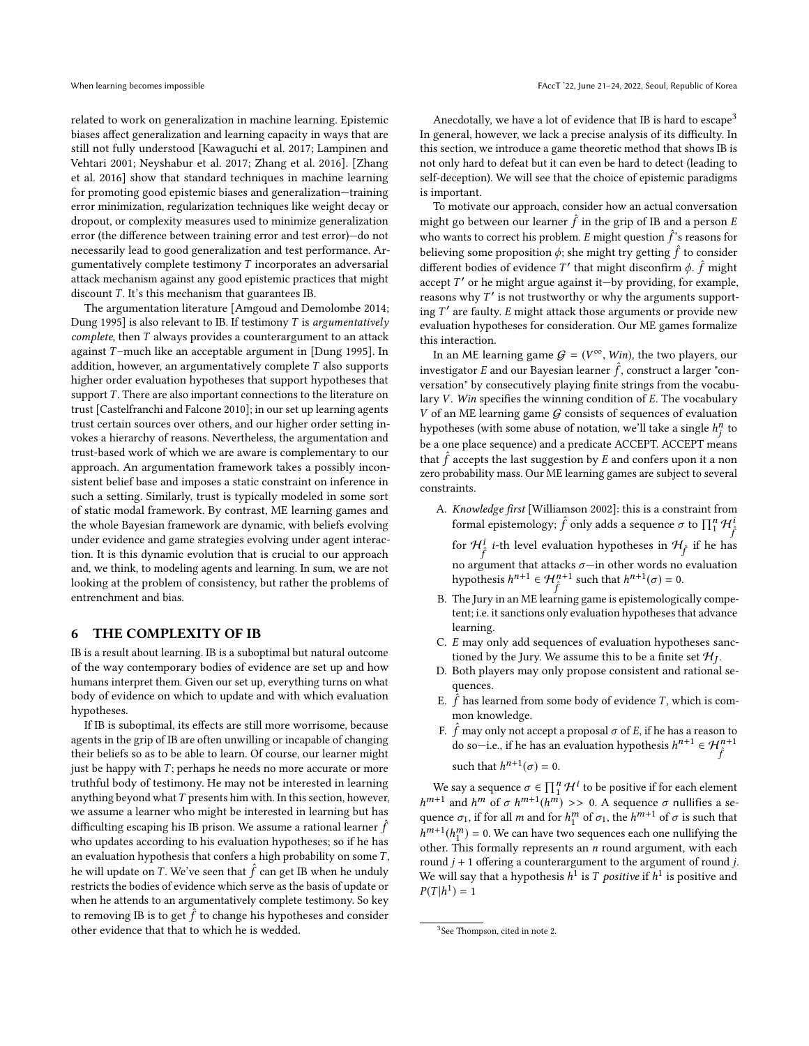related to work on generalization in machine learning. Epistemic biases affect generalization and learning capacity in ways that are still not fully understood [Kawaguchi et al. 2017; Lampinen and Vehtari 2001; Neyshabur et al. 2017; Zhang et al. 2016]. [Zhang et al. 2016] show that standard techniques in machine learning for promoting good epistemic biases and generalization—training error minimization, regularization techniques like weight decay or dropout, or complexity measures used to minimize generalization error (the difference between training error and test error)—do not necessarily lead to good generalization and test performance. Argumentatively complete testimony $T$ incorporates an adversarial attack mechanism against any good epistemic practices that might discount $T$. It's this mechanism that guarantees IB.

The argumentation literature [Amgoud and Demolombe 2014; Dung 1995] is also relevant to IB. If testimony $T$ is *argumentatively complete*, then $T$ always provides a counterargument to an attack against $T$–much like an acceptable argument in [Dung 1995]. In addition, however, an argumentatively complete $T$ also supports higher order evaluation hypotheses that support hypotheses that support $T$. There are also important connections to the literature on trust [Castelfranchi and Falcone 2010]; in our set up learning agents trust certain sources over others, and our higher order setting invokes a hierarchy of reasons. Nevertheless, the argumentation and trust-based work of which we are aware is complementary to our approach. An argumentation framework takes a possibly inconsistent belief base and imposes a static constraint on inference in such a setting. Similarly, trust is typically modeled in some sort of static modal framework. By contrast, ME learning games and the whole Bayesian framework are dynamic, with beliefs evolving under evidence and game strategies evolving under agent interaction. It is this dynamic evolution that is crucial to our approach and, we think, to modeling agents and learning. In sum, we are not looking at the problem of consistency, but rather the problems of entrenchment and bias.

## 6 THE COMPLEXITY OF IB

IB is a result about learning. IB is a suboptimal but natural outcome of the way contemporary bodies of evidence are set up and how humans interpret them. Given our set up, everything turns on what body of evidence on which to update and with which evaluation hypotheses.

If IB is suboptimal, its effects are still more worrisome, because agents in the grip of IB are often unwilling or incapable of changing their beliefs so as to be able to learn. Of course, our learner might just be happy with $T$; perhaps he needs no more accurate or more truthful body of testimony. He may not be interested in learning anything beyond what $T$ presents him with. In this section, however, we assume a learner who might be interested in learning but has difficulting escaping his IB prison. We assume a rational learner $\hat{f}$ who updates according to his evaluation hypotheses; so if he has an evaluation hypothesis that confers a high probability on some $T$, he will update on $T$. We've seen that $\hat{f}$ can get IB when he unduly restricts the bodies of evidence which serve as the basis of update or when he attends to an argumentatively complete testimony. So key to removing IB is to get $\hat{f}$ to change his hypotheses and consider other evidence that that to which he is wedded.

Anecdotally, we have a lot of evidence that IB is hard to escape[3] In general, however, we lack a precise analysis of its difficulty. In this section, we introduce a game theoretic method that shows IB is not only hard to defeat but it can even be hard to detect (leading to self-deception). We will see that the choice of epistemic paradigms is important.

To motivate our approach, consider how an actual conversation might go between our learner $\hat{f}$ in the grip of IB and a person $E$ who wants to correct his problem. $E$ might question $\hat{f}$'s reasons for believing some proposition $\phi$; she might try getting $\hat{f}$ to consider different bodies of evidence $T'$ that might disconfirm $\phi$. $\hat{f}$ might accept $T'$ or he might argue against it—by providing, for example, reasons why $T'$ is not trustworthy or why the arguments supporting $T'$ are faulty. $E$ might attack those arguments or provide new evaluation hypotheses for consideration. Our ME games formalize this interaction.

In an ME learning game $\mathcal{G} = (V^\infty, Win)$, the two players, our investigator $E$ and our Bayesian learner $\hat{f}$, construct a larger "conversation" by consecutively playing finite strings from the vocabulary $V$. $Win$ specifies the winning condition of $E$. The vocabulary $V$ of an ME learning game $\mathcal{G}$ consists of sequences of evaluation hypotheses (with some abuse of notation, we'll take a single $h^n_j$ to be a one place sequence) and a predicate ACCEPT. ACCEPT means that $\hat{f}$ accepts the last suggestion by $E$ and confers upon it a non zero probability mass. Our ME learning games are subject to several constraints.

A. *Knowledge first* [Williamson 2002]: this is a constraint from formal epistemology; $\hat{f}$ only adds a sequence $\sigma$ to $\prod_1^n \mathcal{H}^i_{\hat{f}}$ for $\mathcal{H}^i_{\hat{f}}$ $i$-th level evaluation hypotheses in $\mathcal{H}_{\hat{f}}$ if he has no argument that attacks $\sigma$—in other words no evaluation hypothesis $h^{n+1} \in \mathcal{H}^{n+1}_{\hat{f}}$ such that $h^{n+1}(\sigma) = 0$.
B. The Jury in an ME learning game is epistemologically competent; i.e. it sanctions only evaluation hypotheses that advance learning.
C. $E$ may only add sequences of evaluation hypotheses sanctioned by the Jury. We assume this to be a finite set $\mathcal{H}_J$.
D. Both players may only propose consistent and rational sequences.
E. $\hat{f}$ has learned from some body of evidence $T$, which is common knowledge.
F. $\hat{f}$ may only not accept a proposal $\sigma$ of $E$, if he has a reason to do so—i.e., if he has an evaluation hypothesis $h^{n+1} \in \mathcal{H}^{n+1}_{\hat{f}}$ such that $h^{n+1}(\sigma) = 0$.

We say a sequence $\sigma \in \prod_1^n \mathcal{H}^i$ to be positive if for each element $h^{m+1}$ and $h^m$ of $\sigma$ $h^{m+1}(h^m) >> 0$. A sequence $\sigma$ nullifies a sequence $\sigma_1$, if for all $m$ and for $h^m_1$ of $\sigma_1$, the $h^{m+1}$ of $\sigma$ is such that $h^{m+1}(h^m_1) = 0$. We can have two sequences each one nullifying the other. This formally represents an $n$ round argument, with each round $j+1$ offering a counterargument to the argument of round $j$. We will say that a hypothesis $h^1$ is $T$ *positive* if $h^1$ is positive and $P(T|h^1) = 1$

[3] See Thompson, cited in note 2.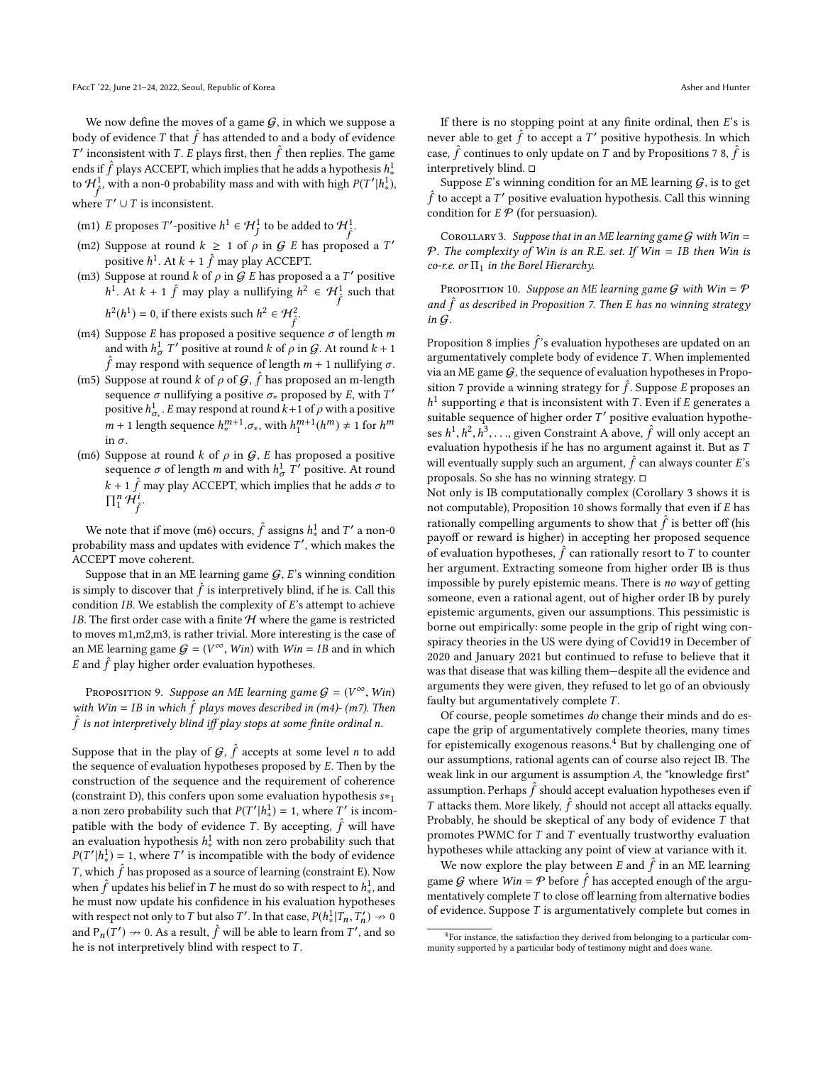We now define the moves of a game $\mathcal{G}$, in which we suppose a body of evidence $T$ that $\hat{f}$ has attended to and a body of evidence $T'$ inconsistent with $T$. $E$ plays first, then $\hat{f}$ then replies. The game ends if $\hat{f}$ plays ACCEPT, which implies that he adds a hypothesis $h^1_*$ to $\mathcal{H}^1_{\hat{f}}$, with a non-0 probability mass and with with high $P(T'|h^1_*)$, where $T' \cup T$ is inconsistent.

- (m1) $E$ proposes $T'$-positive $h^1 \in \mathcal{H}^1_{\hat{f}}$ to be added to $\mathcal{H}^1_{\hat{f}}$.
- (m2) Suppose at round $k \geq 1$ of $\rho$ in $\mathcal{G}$ $E$ has proposed a $T'$ positive $h^1$. At $k+1$ $\hat{f}$ may play ACCEPT.
- (m3) Suppose at round $k$ of $\rho$ in $\mathcal{G}$ $E$ has proposed a a $T'$ positive $h^1$. At $k+1$ $\hat{f}$ may play a nullifying $h^2 \in \mathcal{H}^1_{\hat{f}}$ such that $h^2(h^1) = 0$, if there exists such $h^2 \in \mathcal{H}^2_{\hat{f}}$.
- (m4) Suppose $E$ has proposed a positive sequence $\sigma$ of length $m$ and with $h^1_\sigma$ $T'$ positive at round $k$ of $\rho$ in $\mathcal{G}$. At round $k+1$ $\hat{f}$ may respond with sequence of length $m+1$ nullifying $\sigma$.
- (m5) Suppose at round $k$ of $\rho$ of $\mathcal{G}$, $\hat{f}$ has proposed an m-length sequence $\sigma$ nullifying a positive $\sigma_*$ proposed by $E$, with $T'$ positive $h^1_{\sigma_*}$. $E$ may respond at round $k+1$ of $\rho$ with a positive $m+1$ length sequence $h^{m+1}_*.\sigma_*$, with $h^{m+1}_1(h^m) \neq 1$ for $h^m$ in $\sigma$.
- (m6) Suppose at round $k$ of $\rho$ in $\mathcal{G}$, $E$ has proposed a positive sequence $\sigma$ of length $m$ and with $h^1_\sigma$ $T'$ positive. At round $k+1$ $\hat{f}$ may play ACCEPT, which implies that he adds $\sigma$ to $\prod^n_1 \mathcal{H}^i_{\hat{f}}$.

We note that if move (m6) occurs, $\hat{f}$ assigns $h^1_*$ and $T'$ a non-0 probability mass and updates with evidence $T'$, which makes the ACCEPT move coherent.

Suppose that in an ME learning game $\mathcal{G}$, $E$'s winning condition is simply to discover that $\hat{f}$ is interpretively blind, if he is. Call this condition *IB*. We establish the complexity of $E$'s attempt to achieve *IB*. The first order case with a finite $\mathcal{H}$ where the game is restricted to moves m1,m2,m3, is rather trivial. More interesting is the case of an ME learning game $\mathcal{G} = (V^\infty, Win)$ with $Win = IB$ and in which $E$ and $\hat{f}$ play higher order evaluation hypotheses.

Proposition 9. *Suppose an ME learning game $\mathcal{G} = (V^\infty, Win)$ with Win = IB in which $\hat{f}$ plays moves described in (m4)- (m7). Then $\hat{f}$ is not interpretively blind iff play stops at some finite ordinal n.*

Suppose that in the play of $\mathcal{G}$, $\hat{f}$ accepts at some level $n$ to add the sequence of evaluation hypotheses proposed by $E$. Then by the construction of the sequence and the requirement of coherence (constraint D), this confers upon some evaluation hypothesis $s*_1$ a non zero probability such that $P(T'|h^1_*) = 1$, where $T'$ is incompatible with the body of evidence $T$. By accepting, $\hat{f}$ will have an evaluation hypothesis $h^1_*$ with non zero probability such that $P(T'|h^1_*) = 1$, where $T'$ is incompatible with the body of evidence $T$, which $\hat{f}$ has proposed as a source of learning (constraint E). Now when $\hat{f}$ updates his belief in $T$ he must do so with respect to $h^1_*$, and he must now update his confidence in his evaluation hypotheses with respect not only to $T$ but also $T'$. In that case, $P(h^1_*|T_n, T'_n) \not\to 0$ and $\mathrm{P}_n(T') \not\to 0$. As a result, $\hat{f}$ will be able to learn from $T'$, and so he is not interpretively blind with respect to $T$.

If there is no stopping point at any finite ordinal, then $E$'s is never able to get $\hat{f}$ to accept a $T'$ positive hypothesis. In which case, $\hat{f}$ continues to only update on $T$ and by Propositions 7 8, $\hat{f}$ is interpretively blind. □

Suppose $E$'s winning condition for an ME learning $\mathcal{G}$, is to get $\hat{f}$ to accept a $T'$ positive evaluation hypothesis. Call this winning condition for $E$ $\mathcal{P}$ (for persuasion).

Corollary 3. *Suppose that in an ME learning game $\mathcal{G}$ with Win = $\mathcal{P}$. The complexity of Win is an R.E. set. If Win = IB then Win is co-r.e. or $\Pi_1$ in the Borel Hierarchy.*

Proposition 10. *Suppose an ME learning game $\mathcal{G}$ with Win = $\mathcal{P}$ and $\hat{f}$ as described in Proposition 7. Then E has no winning strategy in $\mathcal{G}$.*

Proposition 8 implies $\hat{f}$'s evaluation hypotheses are updated on an argumentatively complete body of evidence $T$. When implemented via an ME game $\mathcal{G}$, the sequence of evaluation hypotheses in Proposition 7 provide a winning strategy for $\hat{f}$. Suppose $E$ proposes an $h^1$ supporting $e$ that is inconsistent with $T$. Even if $E$ generates a suitable sequence of higher order $T'$ positive evaluation hypotheses $h^1, h^2, h^3, \ldots$, given Constraint A above, $\hat{f}$ will only accept an evaluation hypothesis if he has no argument against it. But as $T$ will eventually supply such an argument, $\hat{f}$ can always counter $E$'s proposals. So she has no winning strategy. □

Not only is IB computationally complex (Corollary 3 shows it is not computable), Proposition 10 shows formally that even if $E$ has rationally compelling arguments to show that $\hat{f}$ is better off (his payoff or reward is higher) in accepting her proposed sequence of evaluation hypotheses, $\hat{f}$ can rationally resort to $T$ to counter her argument. Extracting someone from higher order IB is thus impossible by purely epistemic means. There is *no way* of getting someone, even a rational agent, out of higher order IB by purely epistemic arguments, given our assumptions. This pessimistic is borne out empirically: some people in the grip of right wing conspiracy theories in the US were dying of Covid19 in December of 2020 and January 2021 but continued to refuse to believe that it was that disease that was killing them—despite all the evidence and arguments they were given, they refused to let go of an obviously faulty but argumentatively complete $T$.

Of course, people sometimes *do* change their minds and do escape the grip of argumentatively complete theories, many times for epistemically exogenous reasons.[4] But by challenging one of our assumptions, rational agents can of course also reject IB. The weak link in our argument is assumption $A$, the "knowledge first" assumption. Perhaps $\hat{f}$ should accept evaluation hypotheses even if $T$ attacks them. More likely, $\hat{f}$ should not accept all attacks equally. Probably, he should be skeptical of any body of evidence $T$ that promotes PWMC for $T$ and $T$ eventually trustworthy evaluation hypotheses while attacking any point of view at variance with it.

We now explore the play between $E$ and $\hat{f}$ in an ME learning game $\mathcal{G}$ where $Win = \mathcal{P}$ before $\hat{f}$ has accepted enough of the argumentatively complete $T$ to close off learning from alternative bodies of evidence. Suppose $T$ is argumentatively complete but comes in

[4] For instance, the satisfaction they derived from belonging to a particular community supported by a particular body of testimony might and does wane.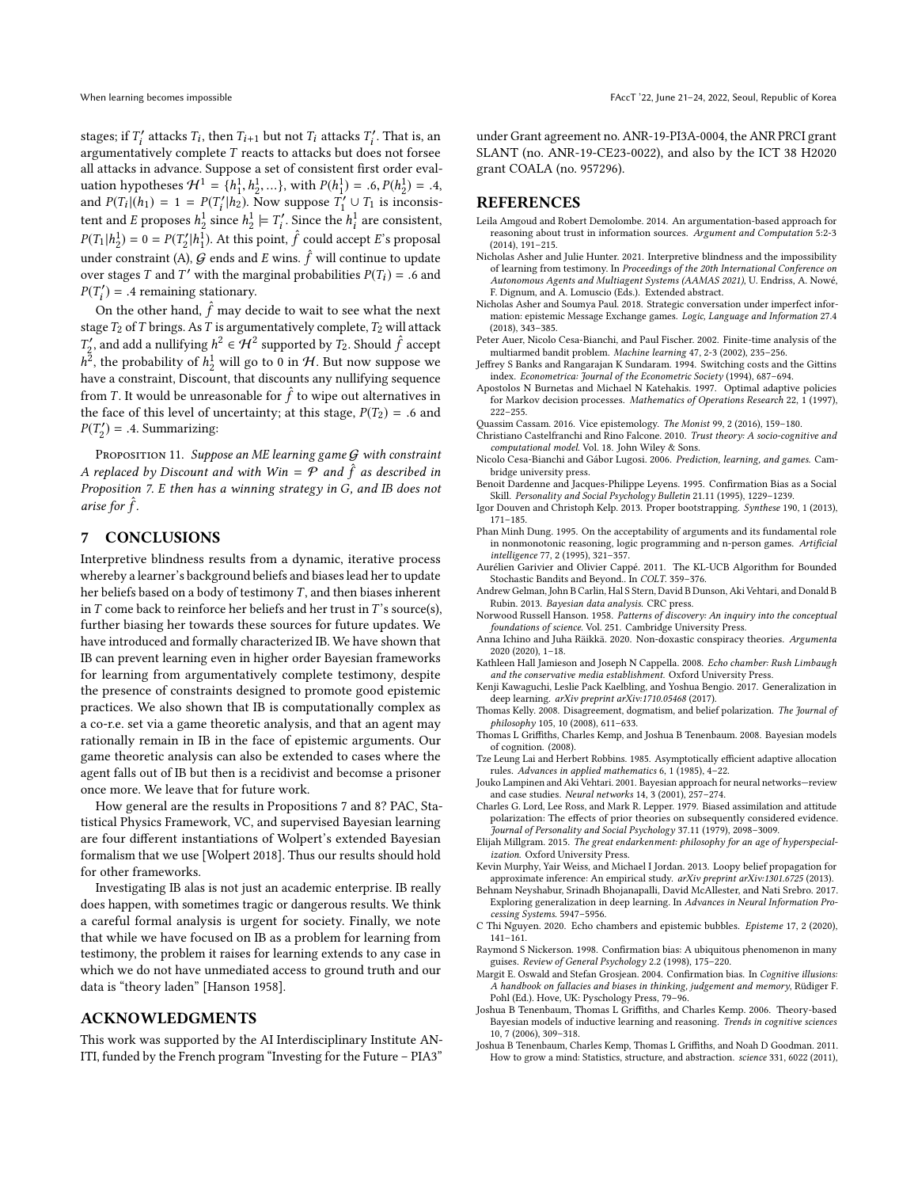stages; if $T'_i$ attacks $T_i$, then $T_{i+1}$ but not $T_i$ attacks $T'_i$. That is, an argumentatively complete $T$ reacts to attacks but does not forsee all attacks in advance. Suppose a set of consistent first order evaluation hypotheses $\mathcal{H}^1 = \{h^1_1, h^1_2, ...\}$, with $P(h^1_1) = .6, P(h^1_2) = .4$, and $P(T_i|(h_1) = 1 = P(T'_i|h_2)$. Now suppose $T'_1 \cup T_1$ is inconsistent and $E$ proposes $h^1_2$ since $h^1_2 \models T'_i$. Since the $h^1_i$ are consistent, $P(T_1|h^1_2) = 0 = P(T'_2|h^1_1)$. At this point, $\hat{f}$ could accept $E$'s proposal under constraint (A), $\mathcal{G}$ ends and $E$ wins. $\hat{f}$ will continue to update over stages $T$ and $T'$ with the marginal probabilities $P(T_i) = .6$ and $P(T'_i) = .4$ remaining stationary.

On the other hand, $\hat{f}$ may decide to wait to see what the next stage $T_2$ of $T$ brings. As $T$ is argumentatively complete, $T_2$ will attack $T'_2$, and add a nullifying $h^2 \in \mathcal{H}^2$ supported by $T_2$. Should $\hat{f}$ accept $h^2$, the probability of $h^1_2$ will go to 0 in $\mathcal{H}$. But now suppose we have a constraint, Discount, that discounts any nullifying sequence from $T$. It would be unreasonable for $\hat{f}$ to wipe out alternatives in the face of this level of uncertainty; at this stage, $P(T_2) = .6$ and $P(T'_2) = .4$. Summarizing:

Proposition 11. *Suppose an ME learning game $\mathcal{G}$ with constraint A replaced by Discount and with Win = $\mathcal{P}$ and $\hat{f}$ as described in Proposition 7. E then has a winning strategy in G, and IB does not arise for $\hat{f}$.*

## 7 CONCLUSIONS

Interpretive blindness results from a dynamic, iterative process whereby a learner's background beliefs and biases lead her to update her beliefs based on a body of testimony $T$, and then biases inherent in $T$ come back to reinforce her beliefs and her trust in $T$'s source(s), further biasing her towards these sources for future updates. We have introduced and formally characterized IB. We have shown that IB can prevent learning even in higher order Bayesian frameworks for learning from argumentatively complete testimony, despite the presence of constraints designed to promote good epistemic practices. We also shown that IB is computationally complex as a co-r.e. set via a game theoretic analysis, and that an agent may rationally remain in IB in the face of epistemic arguments. Our game theoretic analysis can also be extended to cases where the agent falls out of IB but then is a recidivist and becomse a prisoner once more. We leave that for future work.

How general are the results in Propositions 7 and 8? PAC, Statistical Physics Framework, VC, and supervised Bayesian learning are four different instantiations of Wolpert's extended Bayesian formalism that we use [Wolpert 2018]. Thus our results should hold for other frameworks.

Investigating IB alas is not just an academic enterprise. IB really does happen, with sometimes tragic or dangerous results. We think a careful formal analysis is urgent for society. Finally, we note that while we have focused on IB as a problem for learning from testimony, the problem it raises for learning extends to any case in which we do not have unmediated access to ground truth and our data is "theory laden" [Hanson 1958].

## ACKNOWLEDGMENTS

This work was supported by the AI Interdisciplinary Institute ANITI, funded by the French program "Investing for the Future – PIA3" under Grant agreement no. ANR-19-PI3A-0004, the ANR PRCI grant SLANT (no. ANR-19-CE23-0022), and also by the ICT 38 H2020 grant COALA (no. 957296).

## REFERENCES

Leila Amgoud and Robert Demolombe. 2014. An argumentation-based approach for reasoning about trust in information sources. *Argument and Computation* 5:2-3 (2014), 191–215.

Nicholas Asher and Julie Hunter. 2021. Interpretive blindness and the impossibility of learning from testimony. In *Proceedings of the 20th International Conference on Autonomous Agents and Multiagent Systems (AAMAS 2021)*, U. Endriss, A. Nowé, F. Dignum, and A. Lomuscio (Eds.). Extended abstract.

Nicholas Asher and Soumya Paul. 2018. Strategic conversation under imperfect information: epistemic Message Exchange games. *Logic, Language and Information* 27.4 (2018), 343–385.

Peter Auer, Nicolo Cesa-Bianchi, and Paul Fischer. 2002. Finite-time analysis of the multiarmed bandit problem. *Machine learning* 47, 2-3 (2002), 235–256.

Jeffrey S Banks and Rangarajan K Sundaram. 1994. Switching costs and the Gittins index. *Econometrica: Journal of the Econometric Society* (1994), 687–694.

Apostolos N Burnetas and Michael N Katehakis. 1997. Optimal adaptive policies for Markov decision processes. *Mathematics of Operations Research* 22, 1 (1997), 222–255.

Quassim Cassam. 2016. Vice epistemology. *The Monist* 99, 2 (2016), 159–180.

Christiano Castelfranchi and Rino Falcone. 2010. *Trust theory: A socio-cognitive and computational model.* Vol. 18. John Wiley & Sons.

Nicolo Cesa-Bianchi and Gábor Lugosi. 2006. *Prediction, learning, and games.* Cambridge university press.

Benoit Dardenne and Jacques-Philippe Leyens. 1995. Confirmation Bias as a Social Skill. *Personality and Social Psychology Bulletin* 21.11 (1995), 1229–1239.

Igor Douven and Christoph Kelp. 2013. Proper bootstrapping. *Synthese* 190, 1 (2013), 171–185.

Phan Minh Dung. 1995. On the acceptability of arguments and its fundamental role in nonmonotonic reasoning, logic programming and n-person games. *Artificial intelligence* 77, 2 (1995), 321–357.

Aurélien Garivier and Olivier Cappé. 2011. The KL-UCB Algorithm for Bounded Stochastic Bandits and Beyond.. In *COLT*. 359–376.

Andrew Gelman, John B Carlin, Hal S Stern, David B Dunson, Aki Vehtari, and Donald B Rubin. 2013. *Bayesian data analysis.* CRC press.

Norwood Russell Hanson. 1958. *Patterns of discovery: An inquiry into the conceptual foundations of science.* Vol. 251. Cambridge University Press.

Anna Ichino and Juha Räikkä. 2020. Non-doxastic conspiracy theories. *Argumenta* 2020 (2020), 1–18.

Kathleen Hall Jamieson and Joseph N Cappella. 2008. *Echo chamber: Rush Limbaugh and the conservative media establishment.* Oxford University Press.

Kenji Kawaguchi, Leslie Pack Kaelbling, and Yoshua Bengio. 2017. Generalization in deep learning. *arXiv preprint arXiv:1710.05468* (2017).

Thomas Kelly. 2008. Disagreement, dogmatism, and belief polarization. *The Journal of philosophy* 105, 10 (2008), 611–633.

Thomas L Griffiths, Charles Kemp, and Joshua B Tenenbaum. 2008. Bayesian models of cognition. (2008).

Tze Leung Lai and Herbert Robbins. 1985. Asymptotically efficient adaptive allocation rules. *Advances in applied mathematics* 6, 1 (1985), 4–22.

Jouko Lampinen and Aki Vehtari. 2001. Bayesian approach for neural networks—review and case studies. *Neural networks* 14, 3 (2001), 257–274.

Charles G. Lord, Lee Ross, and Mark R. Lepper. 1979. Biased assimilation and attitude polarization: The effects of prior theories on subsequently considered evidence. *Journal of Personality and Social Psychology* 37.11 (1979), 2098–3009.

Elijah Millgram. 2015. *The great endarkenment: philosophy for an age of hyperspecialization.* Oxford University Press.

Kevin Murphy, Yair Weiss, and Michael I Jordan. 2013. Loopy belief propagation for approximate inference: An empirical study. *arXiv preprint arXiv:1301.6725* (2013).

Behnam Neyshabur, Srinadh Bhojanapalli, David McAllester, and Nati Srebro. 2017. Exploring generalization in deep learning. In *Advances in Neural Information Processing Systems.* 5947–5956.

C Thi Nguyen. 2020. Echo chambers and epistemic bubbles. *Episteme* 17, 2 (2020), 141–161.

Raymond S Nickerson. 1998. Confirmation bias: A ubiquitous phenomenon in many guises. *Review of General Psychology* 2.2 (1998), 175–220.

Margit E. Oswald and Stefan Grosjean. 2004. Confirmation bias. In *Cognitive illusions: A handbook on fallacies and biases in thinking, judgement and memory*, Rüdiger F. Pohl (Ed.). Hove, UK: Psychology Press, 79–96.

Joshua B Tenenbaum, Thomas L Griffiths, and Charles Kemp. 2006. Theory-based Bayesian models of inductive learning and reasoning. *Trends in cognitive sciences* 10, 7 (2006), 309–318.

Joshua B Tenenbaum, Charles Kemp, Thomas L Griffiths, and Noah D Goodman. 2011. How to grow a mind: Statistics, structure, and abstraction. *science* 331, 6022 (2011),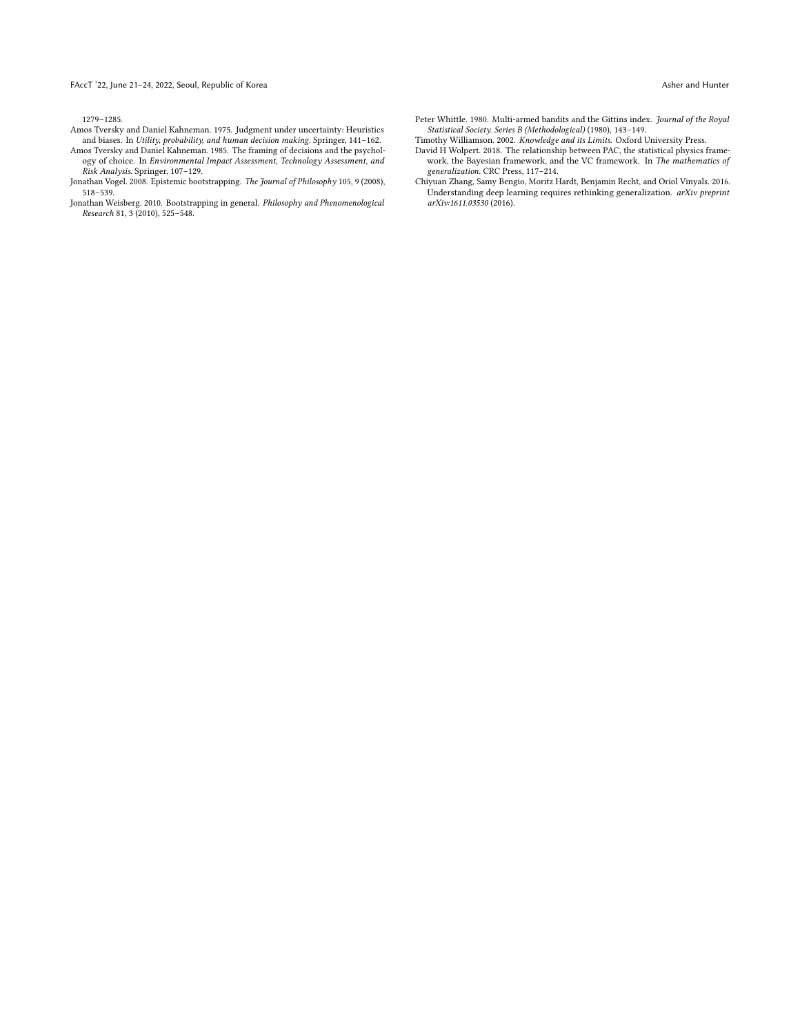1279–1285.

Amos Tversky and Daniel Kahneman. 1975. Judgment under uncertainty: Heuristics and biases. In *Utility, probability, and human decision making*. Springer, 141–162.

Amos Tversky and Daniel Kahneman. 1985. The framing of decisions and the psychology of choice. In *Environmental Impact Assessment, Technology Assessment, and Risk Analysis*. Springer, 107–129.

Jonathan Vogel. 2008. Epistemic bootstrapping. *The Journal of Philosophy* 105, 9 (2008), 518–539.

Jonathan Weisberg. 2010. Bootstrapping in general. *Philosophy and Phenomenological Research* 81, 3 (2010), 525–548.

Peter Whittle. 1980. Multi-armed bandits and the Gittins index. *Journal of the Royal Statistical Society. Series B (Methodological)* (1980), 143–149.

Timothy Williamson. 2002. *Knowledge and its Limits*. Oxford University Press.

David H Wolpert. 2018. The relationship between PAC, the statistical physics framework, the Bayesian framework, and the VC framework. In *The mathematics of generalization*. CRC Press, 117–214.

Chiyuan Zhang, Samy Bengio, Moritz Hardt, Benjamin Recht, and Oriol Vinyals. 2016. Understanding deep learning requires rethinking generalization. *arXiv preprint arXiv:1611.03530* (2016).